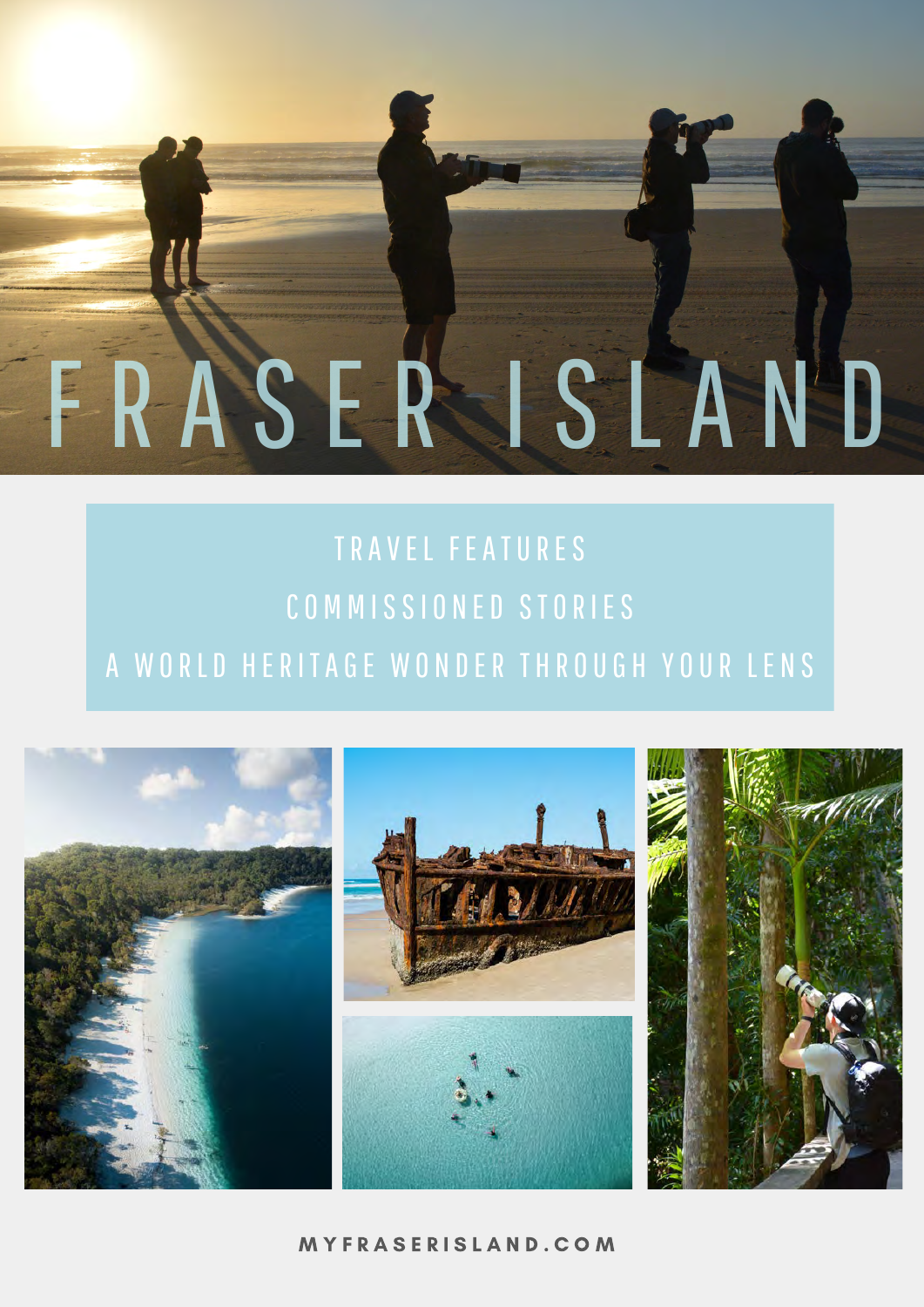# FRASER ISLAND

TRAVEL FEATURES

COMMISSIONED STORIES

A WORLD HERITAGE WONDER THROUGH YOUR LENS

MYFRASERISLAND.COM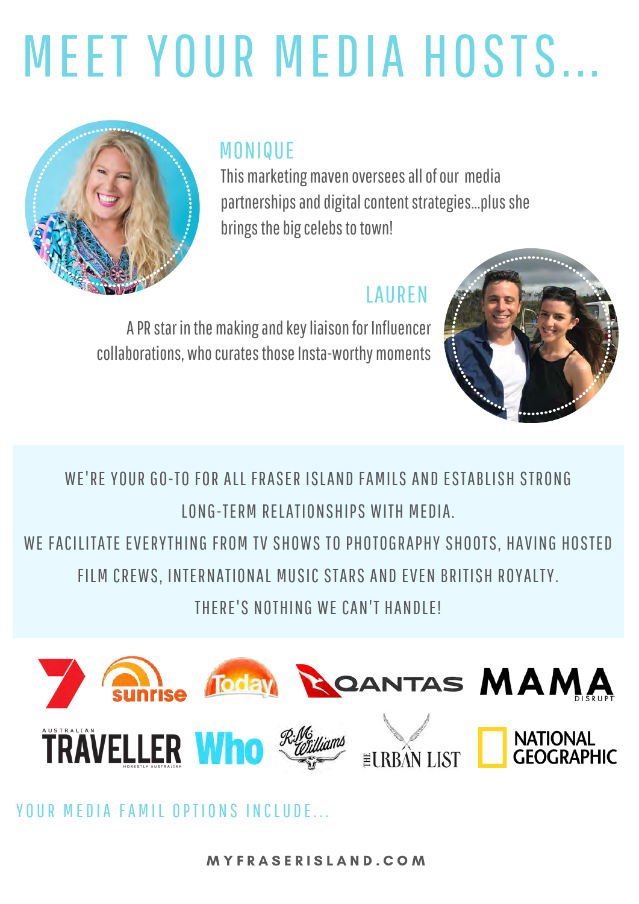# MEET YOUR MEDIA HOSTS...

## MONIQUE

This marketing maven oversees all of our media partnerships and digital content strategies...plus she brings the big celebs to town!

## LAUREN

A PR star in the making and key liaison for Influencer collaborations, who curates those Insta-worthy moments

WE'RE YOUR GO-TO FOR ALL FRASER ISLAND FAMILS AND ESTABLISH STRONG LONG-TERM RELATIONSHIPS WITH MEDIA.

WE FACILITATE EVERYTHING FROM TV SHOWS TO PHOTOGRAPHY SHOOTS, HAVING HOSTED FILM CREWS, INTERNATIONAL MUSIC STARS AND EVEN BRITISH ROYALTY.

THERE'S NOTHING WE CAN'T HANDLE!

sunrise · Today · QANTAS · MAMA DISRUPT · AUSTRALIAN TRAVELLER · Who · R.M. Williams · THE URBAN LIST · NATIONAL GEOGRAPHIC

## YOUR MEDIA FAMIL OPTIONS INCLUDE...

MYFRASERISLAND.COM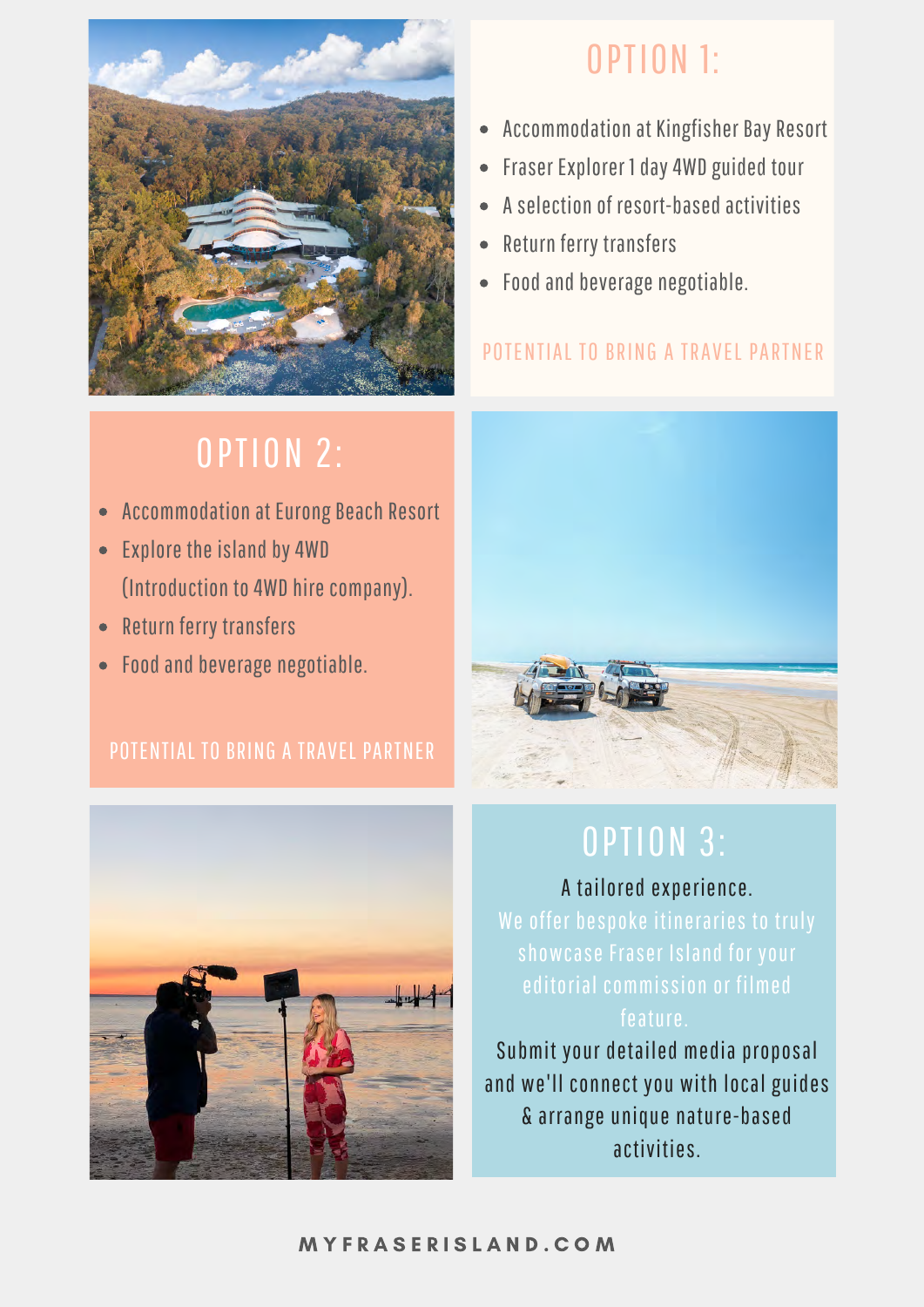## OPTION 1:

- Accommodation at Kingfisher Bay Resort
- Fraser Explorer 1 day 4WD guided tour
- A selection of resort-based activities
- Return ferry transfers
- Food and beverage negotiable.

POTENTIAL TO BRING A TRAVEL PARTNER

## OPTION 2:

- Accommodation at Eurong Beach Resort
- Explore the island by 4WD (Introduction to 4WD hire company).
- Return ferry transfers
- Food and beverage negotiable.

POTENTIAL TO BRING A TRAVEL PARTNER

## OPTION 3:

A tailored experience.

We offer bespoke itineraries to truly showcase Fraser Island for your editorial commission or filmed feature.

Submit your detailed media proposal and we'll connect you with local guides & arrange unique nature-based activities.

MYFRASERISLAND.COM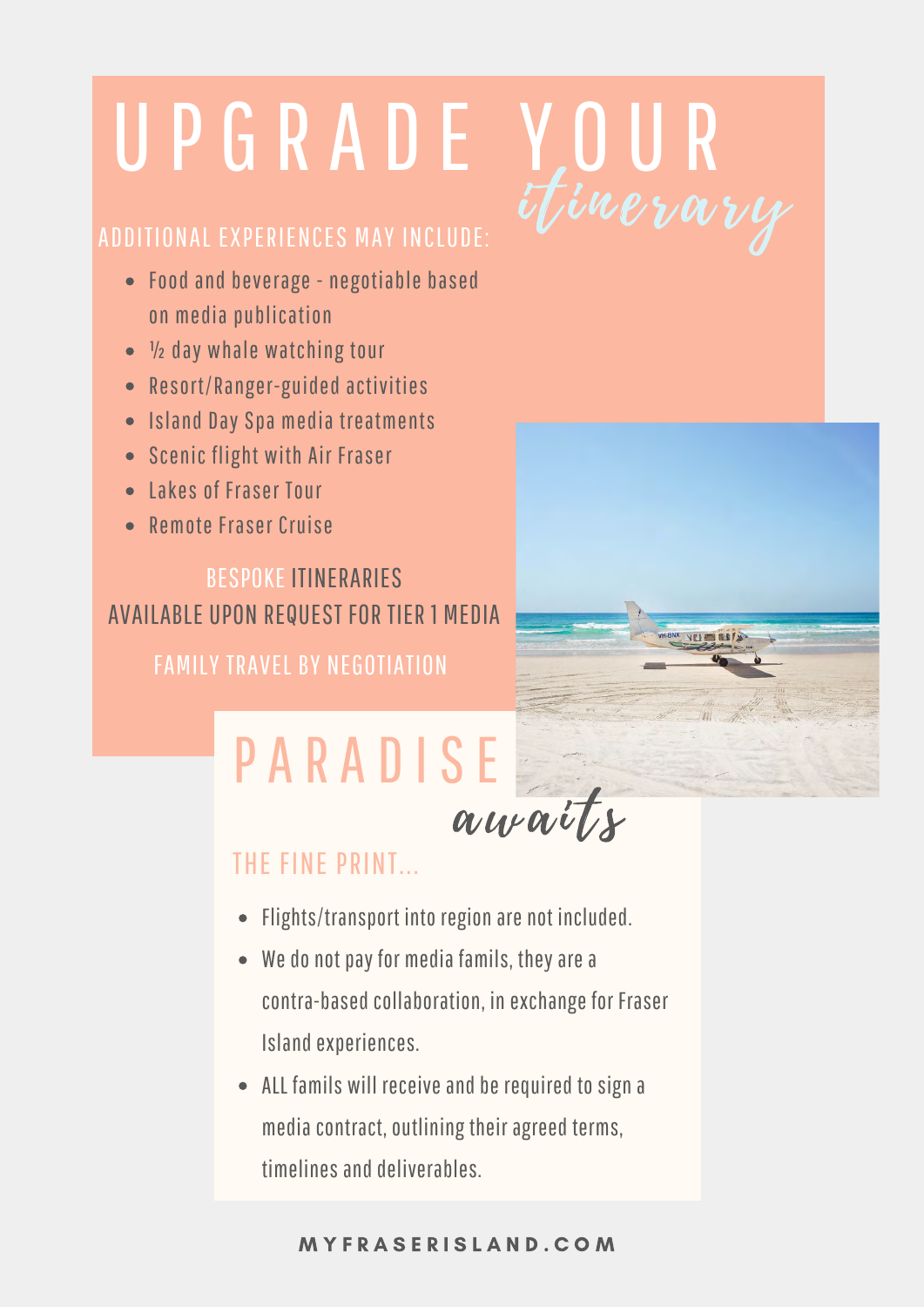# UPGRADE YOUR *itinerary*

ADDITIONAL EXPERIENCES MAY INCLUDE:

- Food and beverage - negotiable based on media publication
- ½ day whale watching tour
- Resort/Ranger-guided activities
- Island Day Spa media treatments
- Scenic flight with Air Fraser
- Lakes of Fraser Tour
- Remote Fraser Cruise

BESPOKE ITINERARIES
AVAILABLE UPON REQUEST FOR TIER 1 MEDIA

FAMILY TRAVEL BY NEGOTIATION

# PARADISE *awaits*

## THE FINE PRINT...

- Flights/transport into region are not included.
- We do not pay for media famils, they are a contra-based collaboration, in exchange for Fraser Island experiences.
- ALL famils will receive and be required to sign a media contract, outlining their agreed terms, timelines and deliverables.

MYFRASERISLAND.COM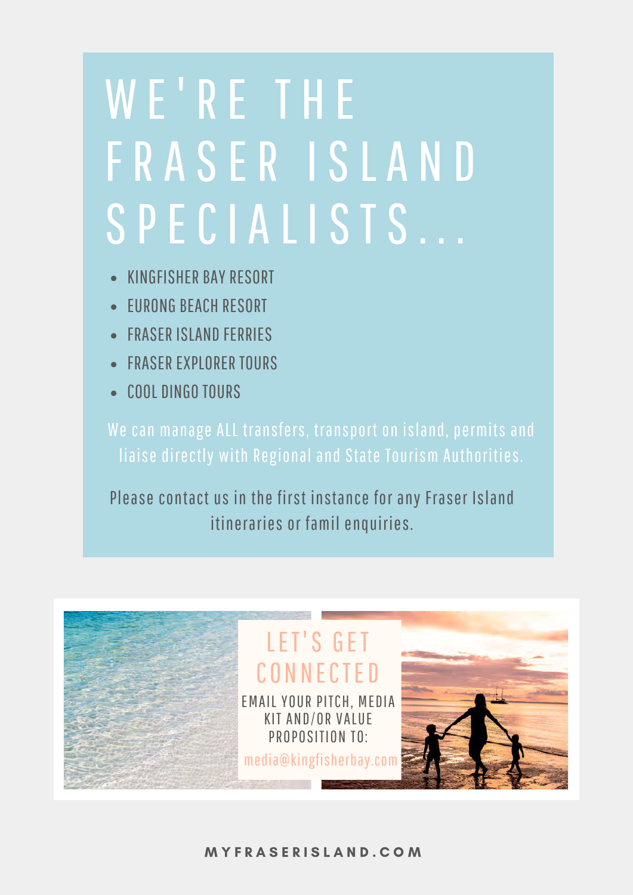# WE'RE THE FRASER ISLAND SPECIALISTS...

- KINGFISHER BAY RESORT
- EURONG BEACH RESORT
- FRASER ISLAND FERRIES
- FRASER EXPLORER TOURS
- COOL DINGO TOURS

We can manage ALL transfers, transport on island, permits and liaise directly with Regional and State Tourism Authorities.

Please contact us in the first instance for any Fraser Island itineraries or famil enquiries.

## LET'S GET CONNECTED

EMAIL YOUR PITCH, MEDIA KIT AND/OR VALUE PROPOSITION TO:

media@kingfisherbay.com

MYFRASERISLAND.COM